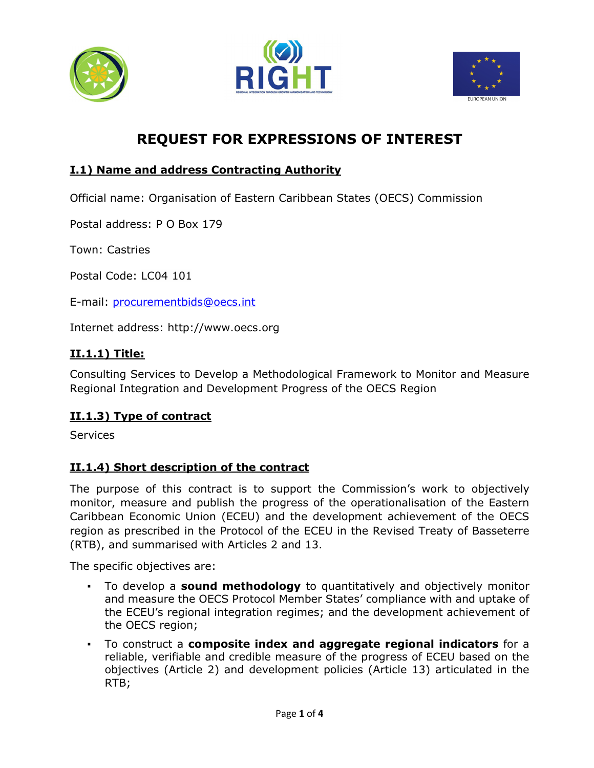# REQUEST FOR EXPRESSIONS OF INTEREST

## I.1) Name and address Contracting Authority

Official name: Organisation of Eastern Caribbean States (OECS) Commission

Postal address: P O Box 179

Town: Castries

Postal Code: LC04 101

E-mail: procurementbids@oecs.int

Internet address: http://www.oecs.org

## II.1.1) Title:

Consulting Services to Develop a Methodological Framework to Monitor and Measure Regional Integration and Development Progress of the OECS Region

## II.1.3) Type of contract

Services

## II.1.4) Short description of the contract

The purpose of this contract is to support the Commission's work to objectively monitor, measure and publish the progress of the operationalisation of the Eastern Caribbean Economic Union (ECEU) and the development achievement of the OECS region as prescribed in the Protocol of the ECEU in the Revised Treaty of Basseterre (RTB), and summarised with Articles 2 and 13.

The specific objectives are:

- To develop a **sound methodology** to quantitatively and objectively monitor and measure the OECS Protocol Member States' compliance with and uptake of the ECEU's regional integration regimes; and the development achievement of the OECS region;
- To construct a **composite index and aggregate regional indicators** for a reliable, verifiable and credible measure of the progress of ECEU based on the objectives (Article 2) and development policies (Article 13) articulated in the RTB;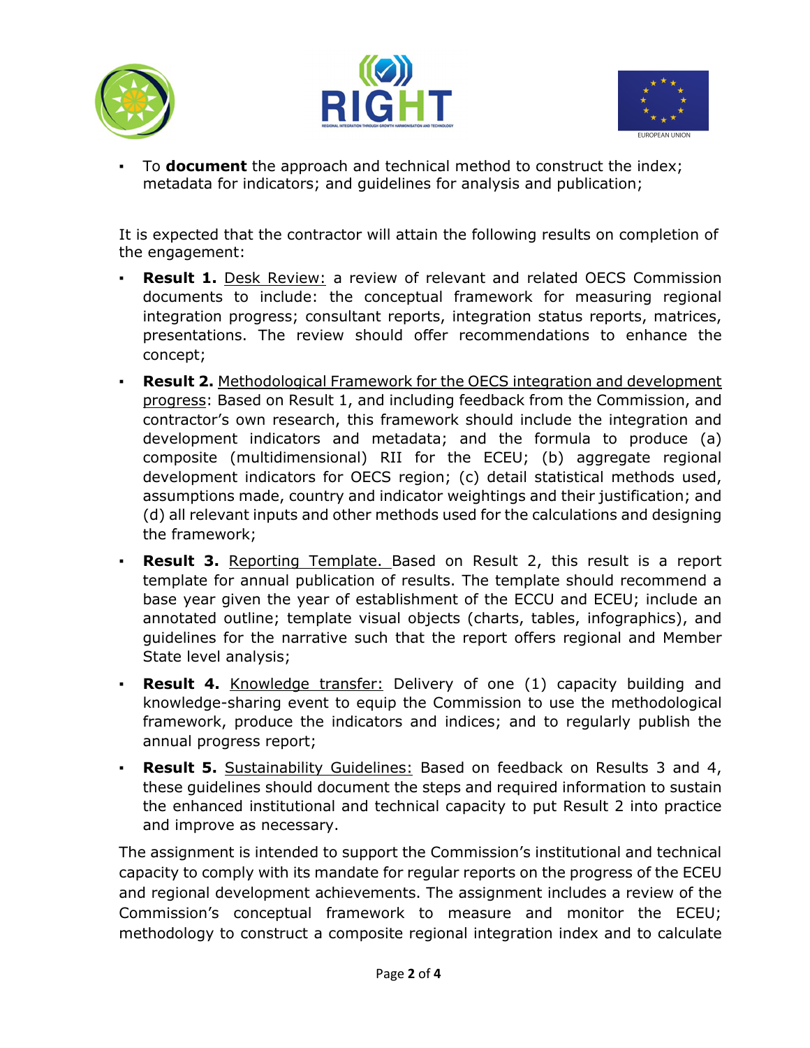- To **document** the approach and technical method to construct the index; metadata for indicators; and guidelines for analysis and publication;

It is expected that the contractor will attain the following results on completion of the engagement:

- **Result 1.** <u>Desk Review:</u> a review of relevant and related OECS Commission documents to include: the conceptual framework for measuring regional integration progress; consultant reports, integration status reports, matrices, presentations. The review should offer recommendations to enhance the concept;
- **Result 2.** <u>Methodological Framework for the OECS integration and development progress</u>: Based on Result 1, and including feedback from the Commission, and contractor's own research, this framework should include the integration and development indicators and metadata; and the formula to produce (a) composite (multidimensional) RII for the ECEU; (b) aggregate regional development indicators for OECS region; (c) detail statistical methods used, assumptions made, country and indicator weightings and their justification; and (d) all relevant inputs and other methods used for the calculations and designing the framework;
- **Result 3.** <u>Reporting Template.</u> Based on Result 2, this result is a report template for annual publication of results. The template should recommend a base year given the year of establishment of the ECCU and ECEU; include an annotated outline; template visual objects (charts, tables, infographics), and guidelines for the narrative such that the report offers regional and Member State level analysis;
- **Result 4.** <u>Knowledge transfer:</u> Delivery of one (1) capacity building and knowledge-sharing event to equip the Commission to use the methodological framework, produce the indicators and indices; and to regularly publish the annual progress report;
- **Result 5.** <u>Sustainability Guidelines:</u> Based on feedback on Results 3 and 4, these guidelines should document the steps and required information to sustain the enhanced institutional and technical capacity to put Result 2 into practice and improve as necessary.

The assignment is intended to support the Commission's institutional and technical capacity to comply with its mandate for regular reports on the progress of the ECEU and regional development achievements. The assignment includes a review of the Commission's conceptual framework to measure and monitor the ECEU; methodology to construct a composite regional integration index and to calculate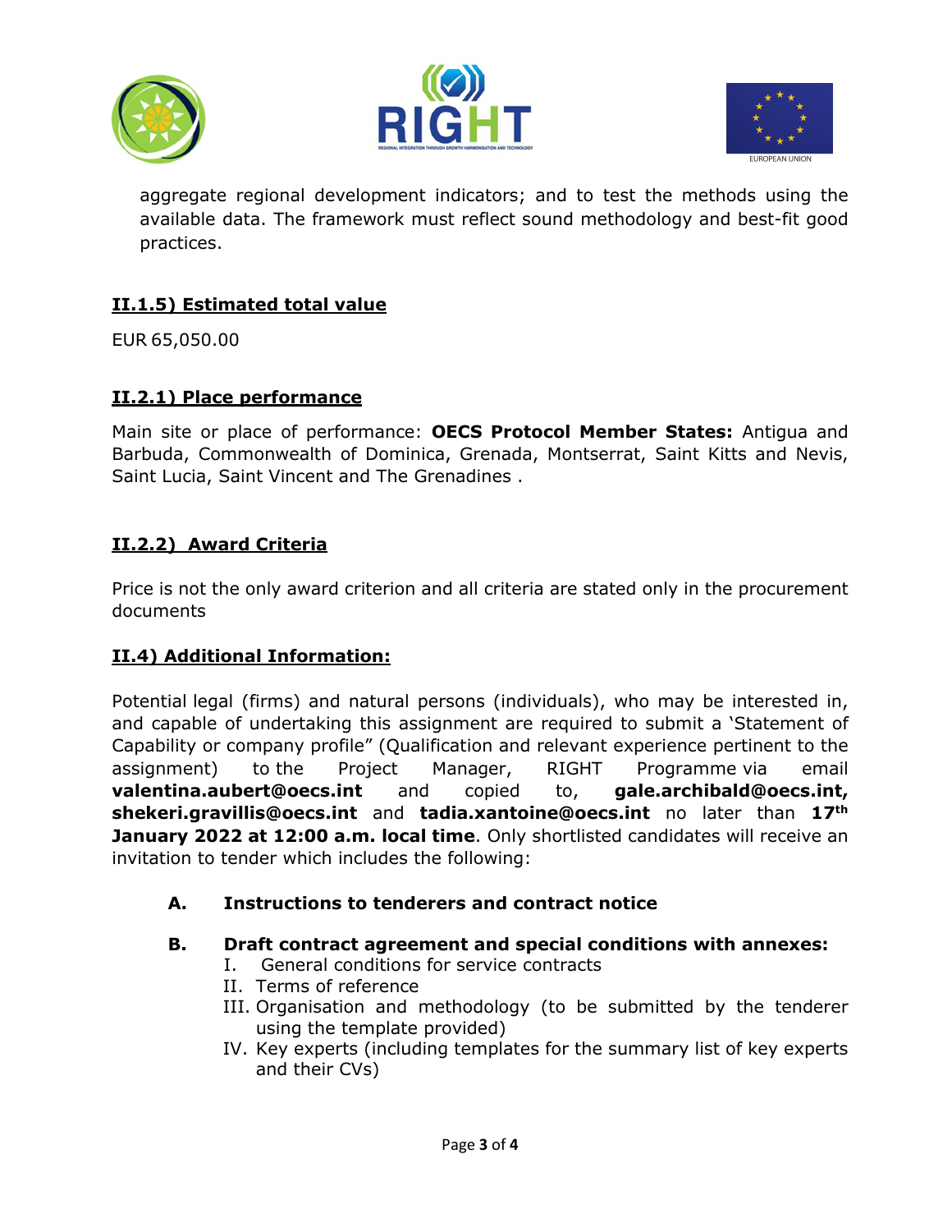aggregate regional development indicators; and to test the methods using the available data. The framework must reflect sound methodology and best-fit good practices.

## II.1.5) Estimated total value

EUR 65,050.00

## II.2.1) Place performance

Main site or place of performance: **OECS Protocol Member States:** Antigua and Barbuda, Commonwealth of Dominica, Grenada, Montserrat, Saint Kitts and Nevis, Saint Lucia, Saint Vincent and The Grenadines .

## II.2.2) Award Criteria

Price is not the only award criterion and all criteria are stated only in the procurement documents

## II.4) Additional Information:

Potential legal (firms) and natural persons (individuals), who may be interested in, and capable of undertaking this assignment are required to submit a 'Statement of Capability or company profile" (Qualification and relevant experience pertinent to the assignment) to the Project Manager, RIGHT Programme via email **valentina.aubert@oecs.int** and copied to, **gale.archibald@oecs.int, shekeri.gravillis@oecs.int** and **tadia.xantoine@oecs.int** no later than **17th January 2022 at 12:00 a.m. local time**. Only shortlisted candidates will receive an invitation to tender which includes the following:

**A. Instructions to tenderers and contract notice**

**B. Draft contract agreement and special conditions with annexes:**

I. General conditions for service contracts
II. Terms of reference
III. Organisation and methodology (to be submitted by the tenderer using the template provided)
IV. Key experts (including templates for the summary list of key experts and their CVs)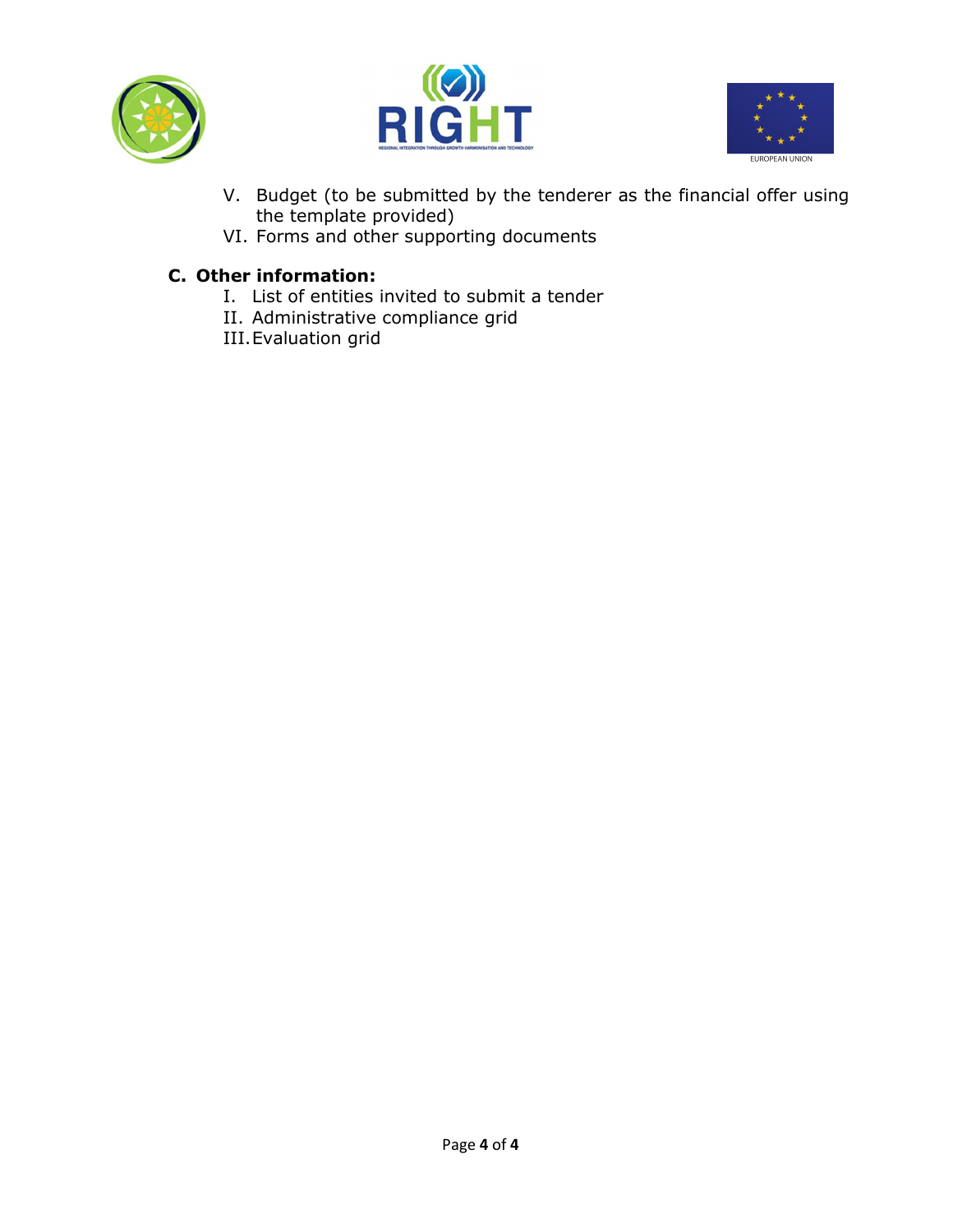V. Budget (to be submitted by the tenderer as the financial offer using the template provided)
VI. Forms and other supporting documents

**C. Other information:**

I. List of entities invited to submit a tender
II. Administrative compliance grid
III. Evaluation grid